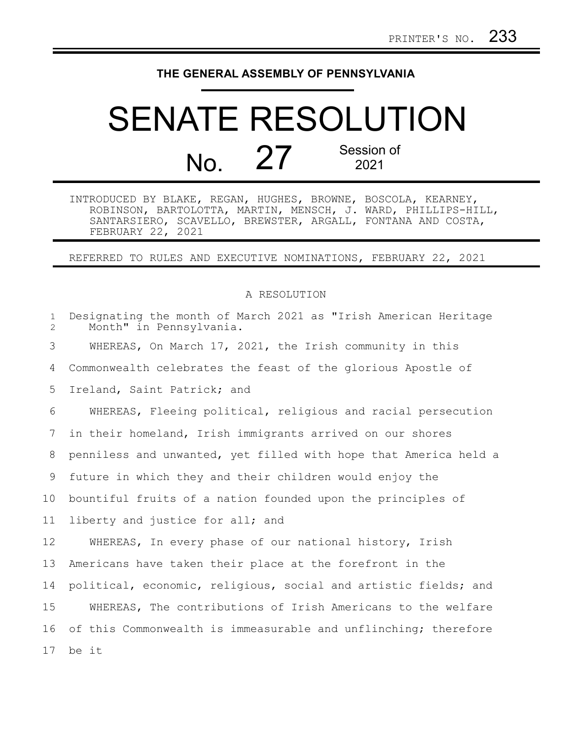PRINTER'S NO. 233

# THE GENERAL ASSEMBLY OF PENNSYLVANIA

# SENATE RESOLUTION

## No. 27 Session of 2021

INTRODUCED BY BLAKE, REGAN, HUGHES, BROWNE, BOSCOLA, KEARNEY, ROBINSON, BARTOLOTTA, MARTIN, MENSCH, J. WARD, PHILLIPS-HILL, SANTARSIERO, SCAVELLO, BREWSTER, ARGALL, FONTANA AND COSTA, FEBRUARY 22, 2021

REFERRED TO RULES AND EXECUTIVE NOMINATIONS, FEBRUARY 22, 2021

A RESOLUTION

Designating the month of March 2021 as "Irish American Heritage Month" in Pennsylvania.

WHEREAS, On March 17, 2021, the Irish community in this Commonwealth celebrates the feast of the glorious Apostle of Ireland, Saint Patrick; and

WHEREAS, Fleeing political, religious and racial persecution in their homeland, Irish immigrants arrived on our shores penniless and unwanted, yet filled with hope that America held a future in which they and their children would enjoy the bountiful fruits of a nation founded upon the principles of liberty and justice for all; and

WHEREAS, In every phase of our national history, Irish Americans have taken their place at the forefront in the political, economic, religious, social and artistic fields; and

WHEREAS, The contributions of Irish Americans to the welfare of this Commonwealth is immeasurable and unflinching; therefore be it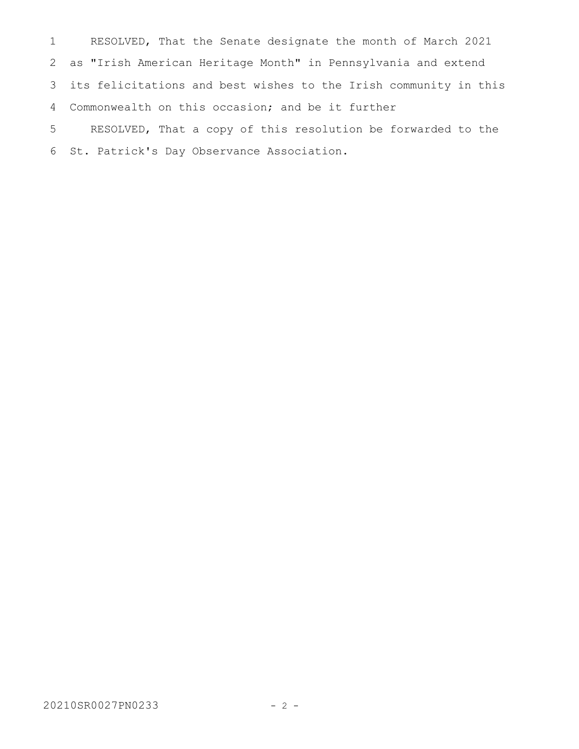RESOLVED, That the Senate designate the month of March 2021 as "Irish American Heritage Month" in Pennsylvania and extend its felicitations and best wishes to the Irish community in this Commonwealth on this occasion; and be it further

RESOLVED, That a copy of this resolution be forwarded to the St. Patrick's Day Observance Association.